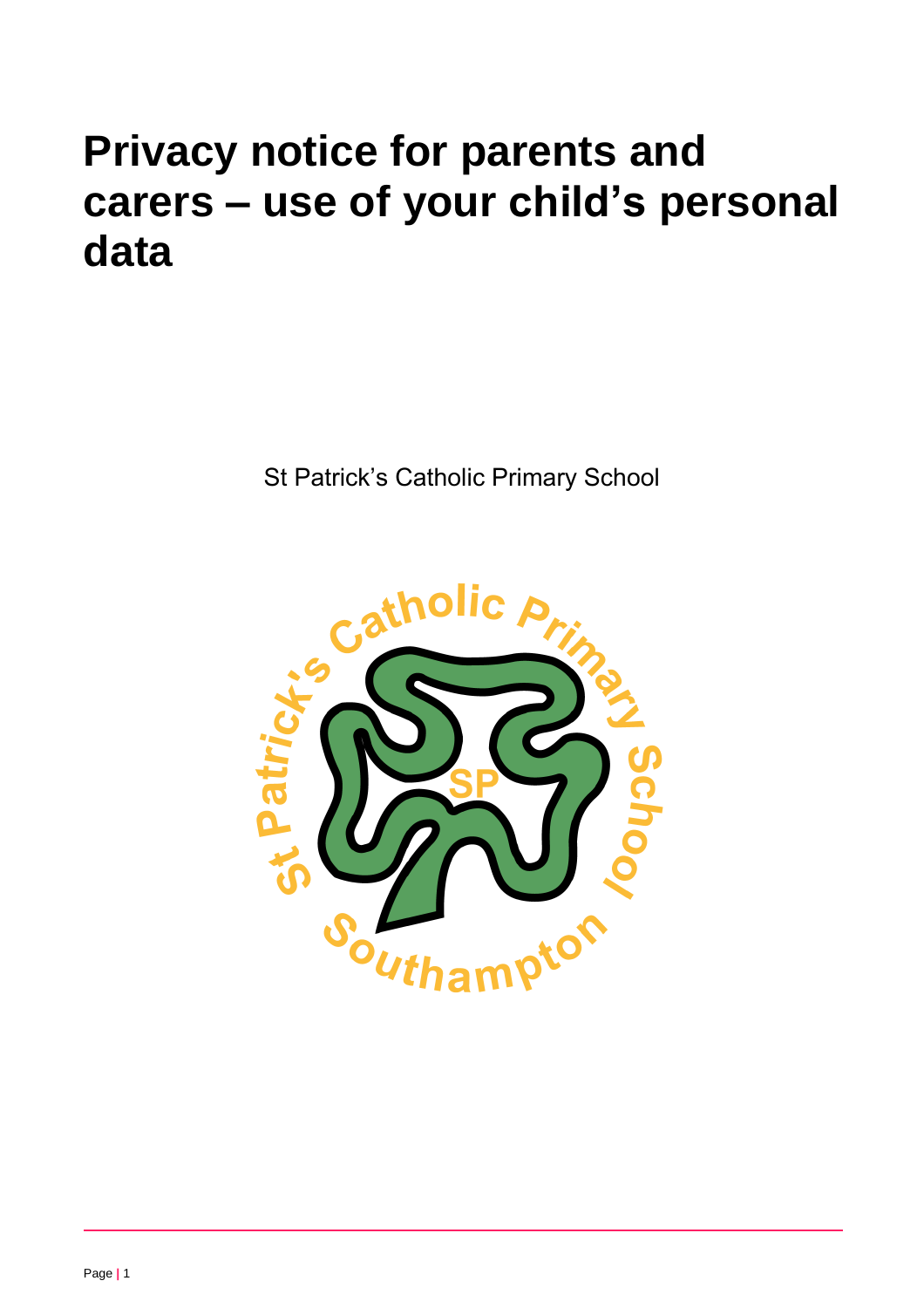# Privacy notice for parents and carers – use of your child's personal data

St Patrick's Catholic Primary School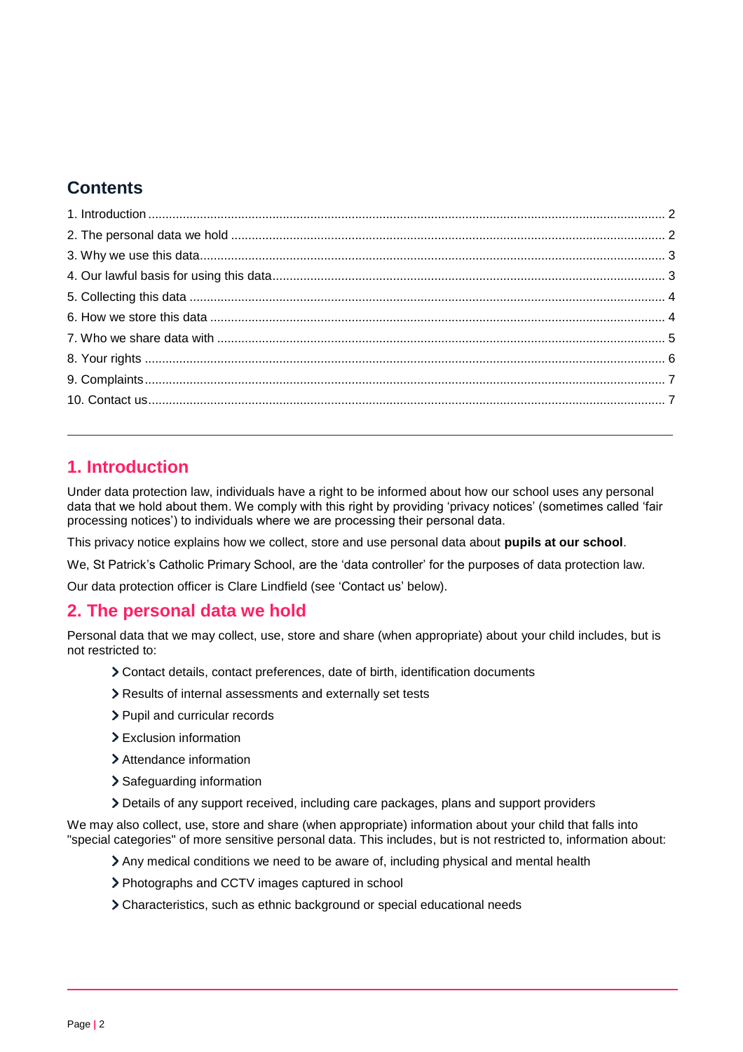## Contents

1. Introduction ........ 2
2. The personal data we hold ........ 2
3. Why we use this data ........ 3
4. Our lawful basis for using this data ........ 3
5. Collecting this data ........ 4
6. How we store this data ........ 4
7. Who we share data with ........ 5
8. Your rights ........ 6
9. Complaints ........ 7
10. Contact us ........ 7

---

## 1. Introduction

Under data protection law, individuals have a right to be informed about how our school uses any personal data that we hold about them. We comply with this right by providing 'privacy notices' (sometimes called 'fair processing notices') to individuals where we are processing their personal data.

This privacy notice explains how we collect, store and use personal data about **pupils at our school**.

We, St Patrick's Catholic Primary School, are the 'data controller' for the purposes of data protection law.

Our data protection officer is Clare Lindfield (see 'Contact us' below).

## 2. The personal data we hold

Personal data that we may collect, use, store and share (when appropriate) about your child includes, but is not restricted to:

- Contact details, contact preferences, date of birth, identification documents
- Results of internal assessments and externally set tests
- Pupil and curricular records
- Exclusion information
- Attendance information
- Safeguarding information
- Details of any support received, including care packages, plans and support providers

We may also collect, use, store and share (when appropriate) information about your child that falls into "special categories" of more sensitive personal data. This includes, but is not restricted to, information about:

- Any medical conditions we need to be aware of, including physical and mental health
- Photographs and CCTV images captured in school
- Characteristics, such as ethnic background or special educational needs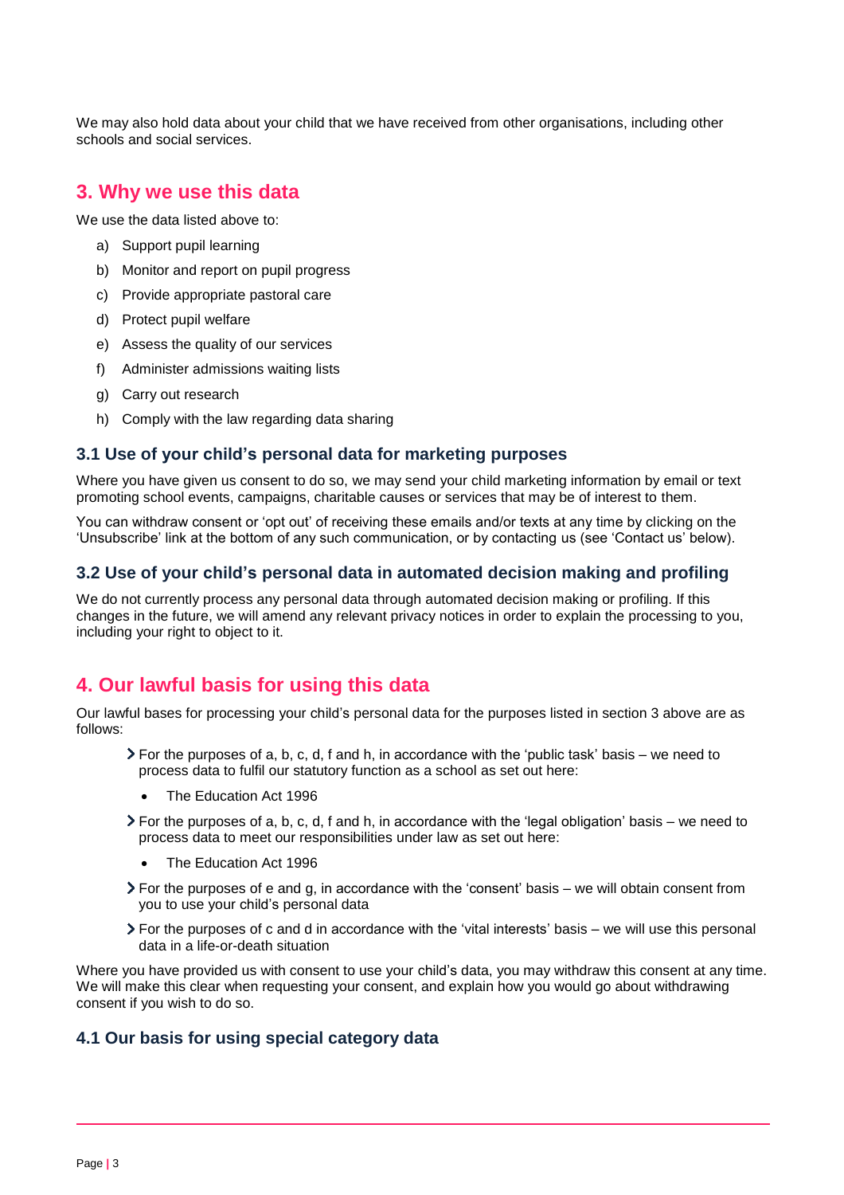We may also hold data about your child that we have received from other organisations, including other schools and social services.

## 3. Why we use this data

We use the data listed above to:

a) Support pupil learning
b) Monitor and report on pupil progress
c) Provide appropriate pastoral care
d) Protect pupil welfare
e) Assess the quality of our services
f) Administer admissions waiting lists
g) Carry out research
h) Comply with the law regarding data sharing

### 3.1 Use of your child's personal data for marketing purposes

Where you have given us consent to do so, we may send your child marketing information by email or text promoting school events, campaigns, charitable causes or services that may be of interest to them.

You can withdraw consent or 'opt out' of receiving these emails and/or texts at any time by clicking on the 'Unsubscribe' link at the bottom of any such communication, or by contacting us (see 'Contact us' below).

### 3.2 Use of your child's personal data in automated decision making and profiling

We do not currently process any personal data through automated decision making or profiling. If this changes in the future, we will amend any relevant privacy notices in order to explain the processing to you, including your right to object to it.

## 4. Our lawful basis for using this data

Our lawful bases for processing your child's personal data for the purposes listed in section 3 above are as follows:

- For the purposes of a, b, c, d, f and h, in accordance with the 'public task' basis – we need to process data to fulfil our statutory function as a school as set out here:
  - The Education Act 1996
- For the purposes of a, b, c, d, f and h, in accordance with the 'legal obligation' basis – we need to process data to meet our responsibilities under law as set out here:
  - The Education Act 1996
- For the purposes of e and g, in accordance with the 'consent' basis – we will obtain consent from you to use your child's personal data
- For the purposes of c and d in accordance with the 'vital interests' basis – we will use this personal data in a life-or-death situation

Where you have provided us with consent to use your child's data, you may withdraw this consent at any time. We will make this clear when requesting your consent, and explain how you would go about withdrawing consent if you wish to do so.

### 4.1 Our basis for using special category data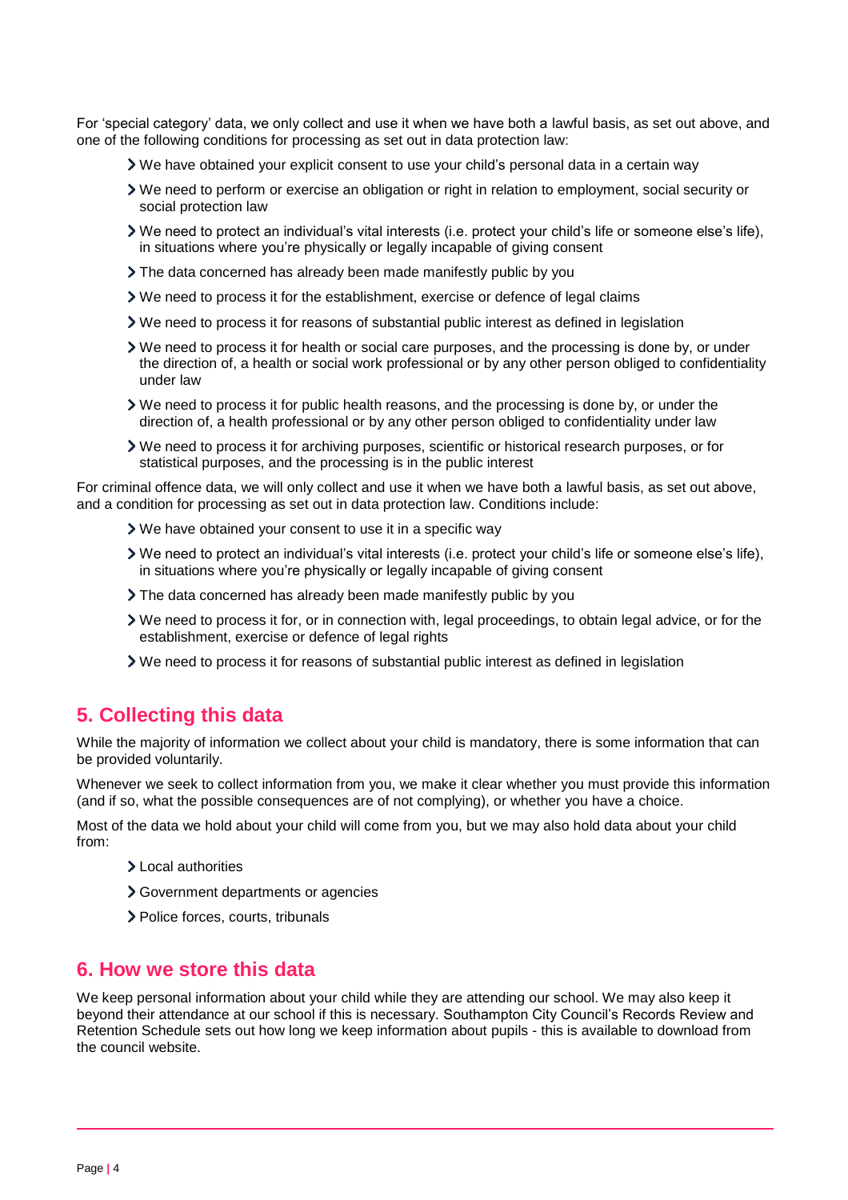For 'special category' data, we only collect and use it when we have both a lawful basis, as set out above, and one of the following conditions for processing as set out in data protection law:

- We have obtained your explicit consent to use your child's personal data in a certain way
- We need to perform or exercise an obligation or right in relation to employment, social security or social protection law
- We need to protect an individual's vital interests (i.e. protect your child's life or someone else's life), in situations where you're physically or legally incapable of giving consent
- The data concerned has already been made manifestly public by you
- We need to process it for the establishment, exercise or defence of legal claims
- We need to process it for reasons of substantial public interest as defined in legislation
- We need to process it for health or social care purposes, and the processing is done by, or under the direction of, a health or social work professional or by any other person obliged to confidentiality under law
- We need to process it for public health reasons, and the processing is done by, or under the direction of, a health professional or by any other person obliged to confidentiality under law
- We need to process it for archiving purposes, scientific or historical research purposes, or for statistical purposes, and the processing is in the public interest

For criminal offence data, we will only collect and use it when we have both a lawful basis, as set out above, and a condition for processing as set out in data protection law. Conditions include:

- We have obtained your consent to use it in a specific way
- We need to protect an individual's vital interests (i.e. protect your child's life or someone else's life), in situations where you're physically or legally incapable of giving consent
- The data concerned has already been made manifestly public by you
- We need to process it for, or in connection with, legal proceedings, to obtain legal advice, or for the establishment, exercise or defence of legal rights
- We need to process it for reasons of substantial public interest as defined in legislation

## 5. Collecting this data

While the majority of information we collect about your child is mandatory, there is some information that can be provided voluntarily.

Whenever we seek to collect information from you, we make it clear whether you must provide this information (and if so, what the possible consequences are of not complying), or whether you have a choice.

Most of the data we hold about your child will come from you, but we may also hold data about your child from:

- Local authorities
- Government departments or agencies
- Police forces, courts, tribunals

## 6. How we store this data

We keep personal information about your child while they are attending our school. We may also keep it beyond their attendance at our school if this is necessary. Southampton City Council's Records Review and Retention Schedule sets out how long we keep information about pupils - this is available to download from the council website.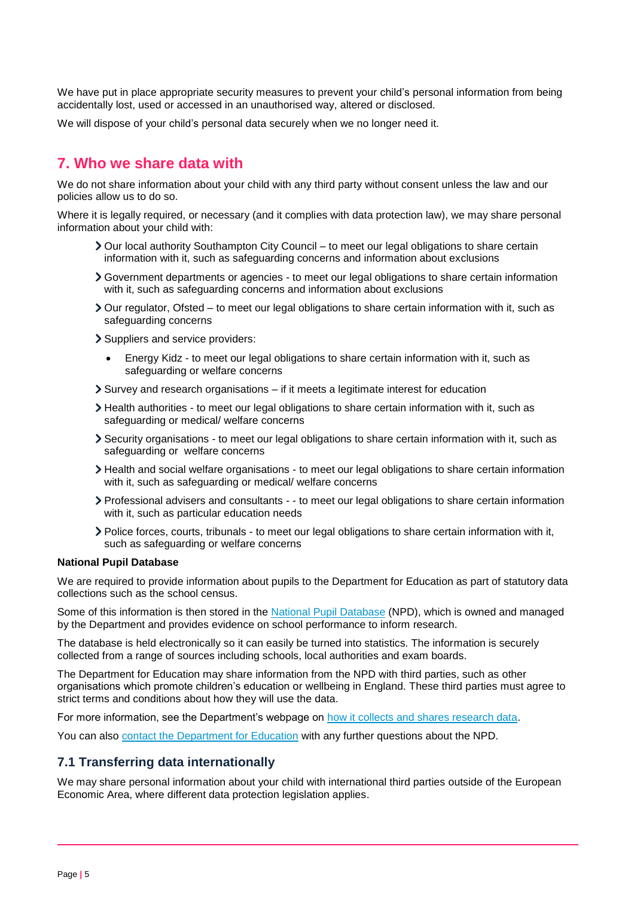We have put in place appropriate security measures to prevent your child's personal information from being accidentally lost, used or accessed in an unauthorised way, altered or disclosed.

We will dispose of your child's personal data securely when we no longer need it.

## 7. Who we share data with

We do not share information about your child with any third party without consent unless the law and our policies allow us to do so.

Where it is legally required, or necessary (and it complies with data protection law), we may share personal information about your child with:

- Our local authority Southampton City Council – to meet our legal obligations to share certain information with it, such as safeguarding concerns and information about exclusions
- Government departments or agencies - to meet our legal obligations to share certain information with it, such as safeguarding concerns and information about exclusions
- Our regulator, Ofsted – to meet our legal obligations to share certain information with it, such as safeguarding concerns
- Suppliers and service providers:
    - Energy Kidz - to meet our legal obligations to share certain information with it, such as safeguarding or welfare concerns
- Survey and research organisations – if it meets a legitimate interest for education
- Health authorities - to meet our legal obligations to share certain information with it, such as safeguarding or medical/ welfare concerns
- Security organisations - to meet our legal obligations to share certain information with it, such as safeguarding or welfare concerns
- Health and social welfare organisations - to meet our legal obligations to share certain information with it, such as safeguarding or medical/ welfare concerns
- Professional advisers and consultants - - to meet our legal obligations to share certain information with it, such as particular education needs
- Police forces, courts, tribunals - to meet our legal obligations to share certain information with it, such as safeguarding or welfare concerns

**National Pupil Database**

We are required to provide information about pupils to the Department for Education as part of statutory data collections such as the school census.

Some of this information is then stored in the National Pupil Database (NPD), which is owned and managed by the Department and provides evidence on school performance to inform research.

The database is held electronically so it can easily be turned into statistics. The information is securely collected from a range of sources including schools, local authorities and exam boards.

The Department for Education may share information from the NPD with third parties, such as other organisations which promote children's education or wellbeing in England. These third parties must agree to strict terms and conditions about how they will use the data.

For more information, see the Department's webpage on how it collects and shares research data.

You can also contact the Department for Education with any further questions about the NPD.

### 7.1 Transferring data internationally

We may share personal information about your child with international third parties outside of the European Economic Area, where different data protection legislation applies.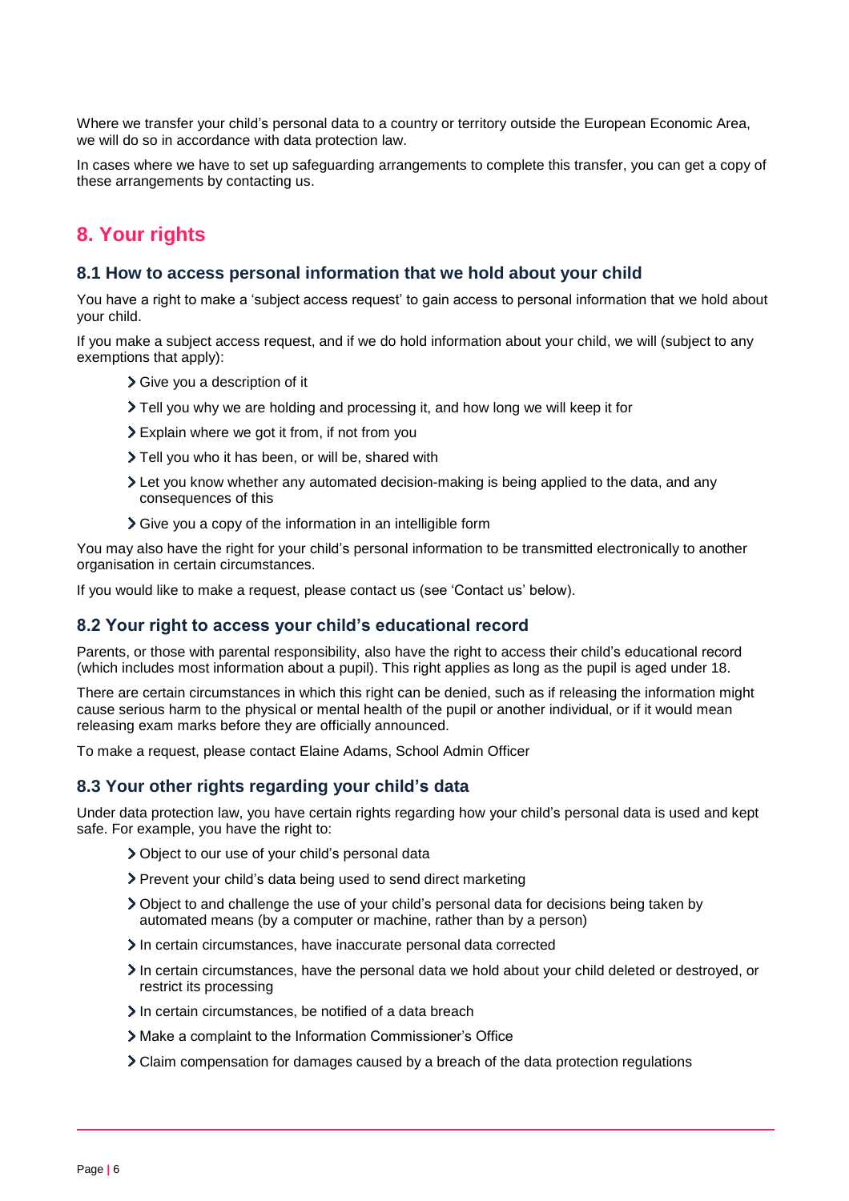Where we transfer your child's personal data to a country or territory outside the European Economic Area, we will do so in accordance with data protection law.

In cases where we have to set up safeguarding arrangements to complete this transfer, you can get a copy of these arrangements by contacting us.

## 8. Your rights

### 8.1 How to access personal information that we hold about your child

You have a right to make a 'subject access request' to gain access to personal information that we hold about your child.

If you make a subject access request, and if we do hold information about your child, we will (subject to any exemptions that apply):

- Give you a description of it
- Tell you why we are holding and processing it, and how long we will keep it for
- Explain where we got it from, if not from you
- Tell you who it has been, or will be, shared with
- Let you know whether any automated decision-making is being applied to the data, and any consequences of this
- Give you a copy of the information in an intelligible form

You may also have the right for your child's personal information to be transmitted electronically to another organisation in certain circumstances.

If you would like to make a request, please contact us (see 'Contact us' below).

### 8.2 Your right to access your child's educational record

Parents, or those with parental responsibility, also have the right to access their child's educational record (which includes most information about a pupil). This right applies as long as the pupil is aged under 18.

There are certain circumstances in which this right can be denied, such as if releasing the information might cause serious harm to the physical or mental health of the pupil or another individual, or if it would mean releasing exam marks before they are officially announced.

To make a request, please contact Elaine Adams, School Admin Officer

### 8.3 Your other rights regarding your child's data

Under data protection law, you have certain rights regarding how your child's personal data is used and kept safe. For example, you have the right to:

- Object to our use of your child's personal data
- Prevent your child's data being used to send direct marketing
- Object to and challenge the use of your child's personal data for decisions being taken by automated means (by a computer or machine, rather than by a person)
- In certain circumstances, have inaccurate personal data corrected
- In certain circumstances, have the personal data we hold about your child deleted or destroyed, or restrict its processing
- In certain circumstances, be notified of a data breach
- Make a complaint to the Information Commissioner's Office
- Claim compensation for damages caused by a breach of the data protection regulations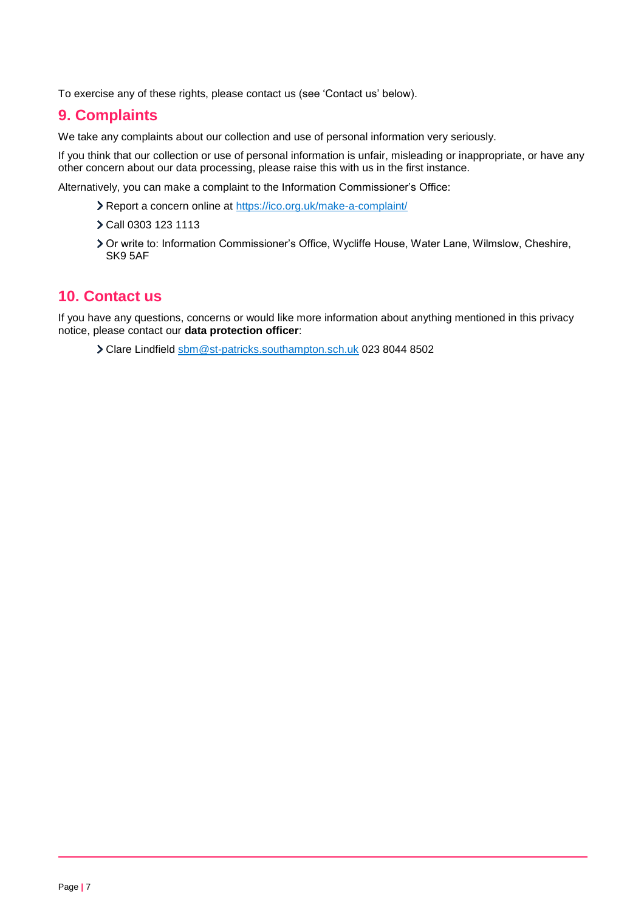To exercise any of these rights, please contact us (see 'Contact us' below).

## 9. Complaints

We take any complaints about our collection and use of personal information very seriously.

If you think that our collection or use of personal information is unfair, misleading or inappropriate, or have any other concern about our data processing, please raise this with us in the first instance.

Alternatively, you can make a complaint to the Information Commissioner's Office:

- Report a concern online at https://ico.org.uk/make-a-complaint/
- Call 0303 123 1113
- Or write to: Information Commissioner's Office, Wycliffe House, Water Lane, Wilmslow, Cheshire, SK9 5AF

## 10. Contact us

If you have any questions, concerns or would like more information about anything mentioned in this privacy notice, please contact our **data protection officer**:

- Clare Lindfield sbm@st-patricks.southampton.sch.uk 023 8044 8502